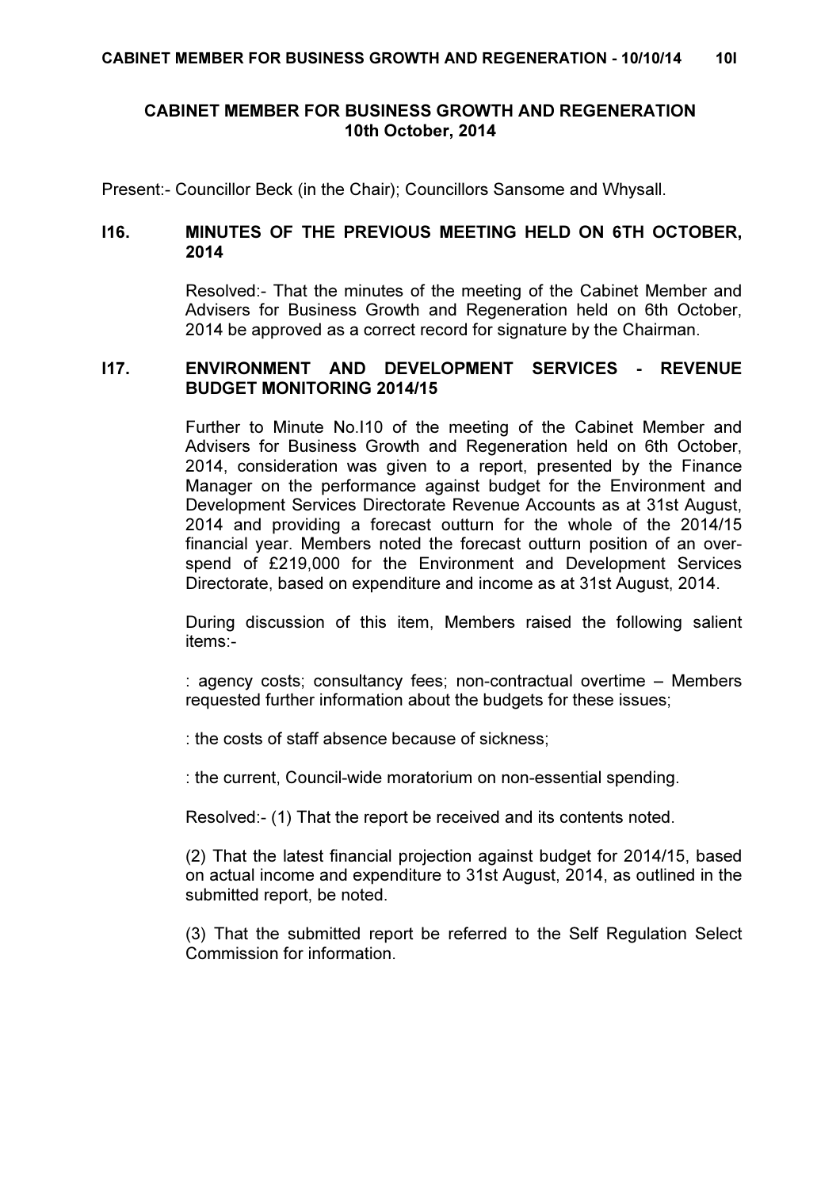# CABINET MEMBER FOR BUSINESS GROWTH AND REGENERATION
## 10th October, 2014

Present:- Councillor Beck (in the Chair); Councillors Sansome and Whysall.

### I16. MINUTES OF THE PREVIOUS MEETING HELD ON 6TH OCTOBER, 2014

Resolved:- That the minutes of the meeting of the Cabinet Member and Advisers for Business Growth and Regeneration held on 6th October, 2014 be approved as a correct record for signature by the Chairman.

### I17. ENVIRONMENT AND DEVELOPMENT SERVICES - REVENUE BUDGET MONITORING 2014/15

Further to Minute No.I10 of the meeting of the Cabinet Member and Advisers for Business Growth and Regeneration held on 6th October, 2014, consideration was given to a report, presented by the Finance Manager on the performance against budget for the Environment and Development Services Directorate Revenue Accounts as at 31st August, 2014 and providing a forecast outturn for the whole of the 2014/15 financial year. Members noted the forecast outturn position of an over-spend of £219,000 for the Environment and Development Services Directorate, based on expenditure and income as at 31st August, 2014.

During discussion of this item, Members raised the following salient items:-

: agency costs; consultancy fees; non-contractual overtime – Members requested further information about the budgets for these issues;

: the costs of staff absence because of sickness;

: the current, Council-wide moratorium on non-essential spending.

Resolved:- (1) That the report be received and its contents noted.

(2) That the latest financial projection against budget for 2014/15, based on actual income and expenditure to 31st August, 2014, as outlined in the submitted report, be noted.

(3) That the submitted report be referred to the Self Regulation Select Commission for information.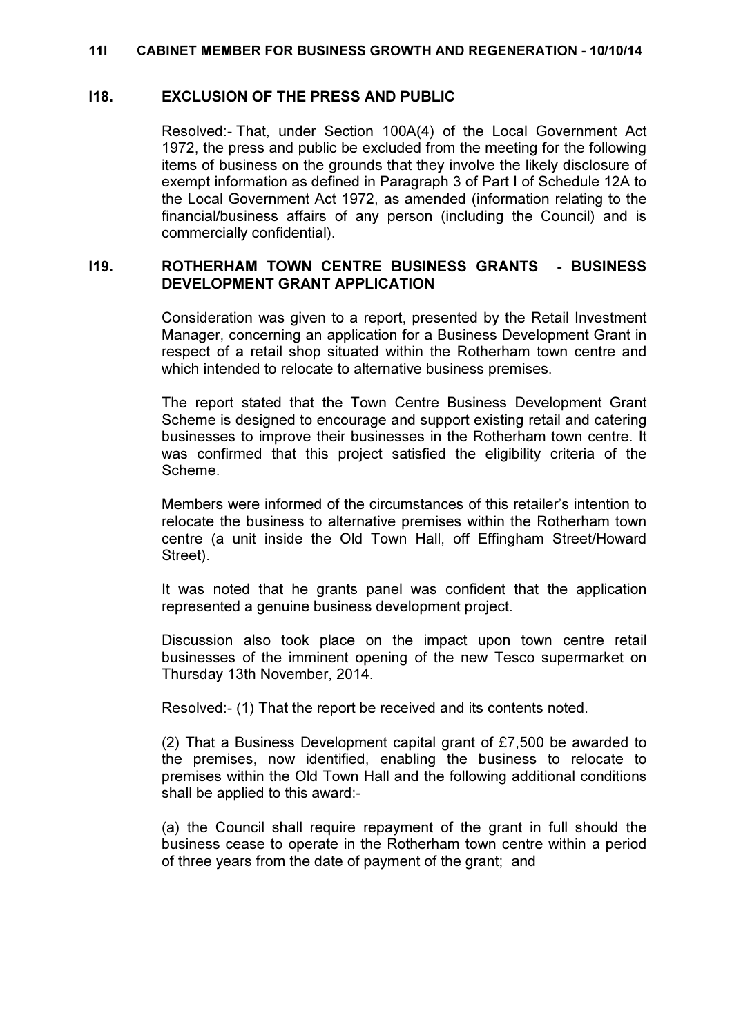## I18. EXCLUSION OF THE PRESS AND PUBLIC

Resolved:- That, under Section 100A(4) of the Local Government Act 1972, the press and public be excluded from the meeting for the following items of business on the grounds that they involve the likely disclosure of exempt information as defined in Paragraph 3 of Part I of Schedule 12A to the Local Government Act 1972, as amended (information relating to the financial/business affairs of any person (including the Council) and is commercially confidential).

## I19. ROTHERHAM TOWN CENTRE BUSINESS GRANTS - BUSINESS DEVELOPMENT GRANT APPLICATION

Consideration was given to a report, presented by the Retail Investment Manager, concerning an application for a Business Development Grant in respect of a retail shop situated within the Rotherham town centre and which intended to relocate to alternative business premises.

The report stated that the Town Centre Business Development Grant Scheme is designed to encourage and support existing retail and catering businesses to improve their businesses in the Rotherham town centre. It was confirmed that this project satisfied the eligibility criteria of the Scheme.

Members were informed of the circumstances of this retailer's intention to relocate the business to alternative premises within the Rotherham town centre (a unit inside the Old Town Hall, off Effingham Street/Howard Street).

It was noted that he grants panel was confident that the application represented a genuine business development project.

Discussion also took place on the impact upon town centre retail businesses of the imminent opening of the new Tesco supermarket on Thursday 13th November, 2014.

Resolved:- (1) That the report be received and its contents noted.

(2) That a Business Development capital grant of £7,500 be awarded to the premises, now identified, enabling the business to relocate to premises within the Old Town Hall and the following additional conditions shall be applied to this award:-

(a) the Council shall require repayment of the grant in full should the business cease to operate in the Rotherham town centre within a period of three years from the date of payment of the grant; and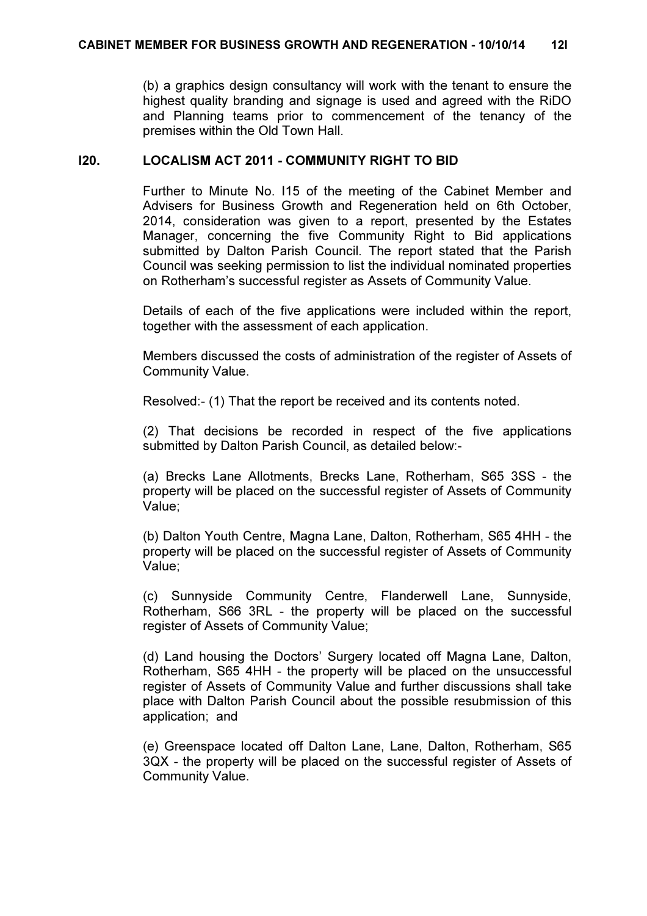(b) a graphics design consultancy will work with the tenant to ensure the highest quality branding and signage is used and agreed with the RiDO and Planning teams prior to commencement of the tenancy of the premises within the Old Town Hall.

## I20. LOCALISM ACT 2011 - COMMUNITY RIGHT TO BID

Further to Minute No. I15 of the meeting of the Cabinet Member and Advisers for Business Growth and Regeneration held on 6th October, 2014, consideration was given to a report, presented by the Estates Manager, concerning the five Community Right to Bid applications submitted by Dalton Parish Council. The report stated that the Parish Council was seeking permission to list the individual nominated properties on Rotherham's successful register as Assets of Community Value.

Details of each of the five applications were included within the report, together with the assessment of each application.

Members discussed the costs of administration of the register of Assets of Community Value.

Resolved:- (1) That the report be received and its contents noted.

(2) That decisions be recorded in respect of the five applications submitted by Dalton Parish Council, as detailed below:-

(a) Brecks Lane Allotments, Brecks Lane, Rotherham, S65 3SS - the property will be placed on the successful register of Assets of Community Value;

(b) Dalton Youth Centre, Magna Lane, Dalton, Rotherham, S65 4HH - the property will be placed on the successful register of Assets of Community Value;

(c) Sunnyside Community Centre, Flanderwell Lane, Sunnyside, Rotherham, S66 3RL - the property will be placed on the successful register of Assets of Community Value;

(d) Land housing the Doctors' Surgery located off Magna Lane, Dalton, Rotherham, S65 4HH - the property will be placed on the unsuccessful register of Assets of Community Value and further discussions shall take place with Dalton Parish Council about the possible resubmission of this application; and

(e) Greenspace located off Dalton Lane, Lane, Dalton, Rotherham, S65 3QX - the property will be placed on the successful register of Assets of Community Value.